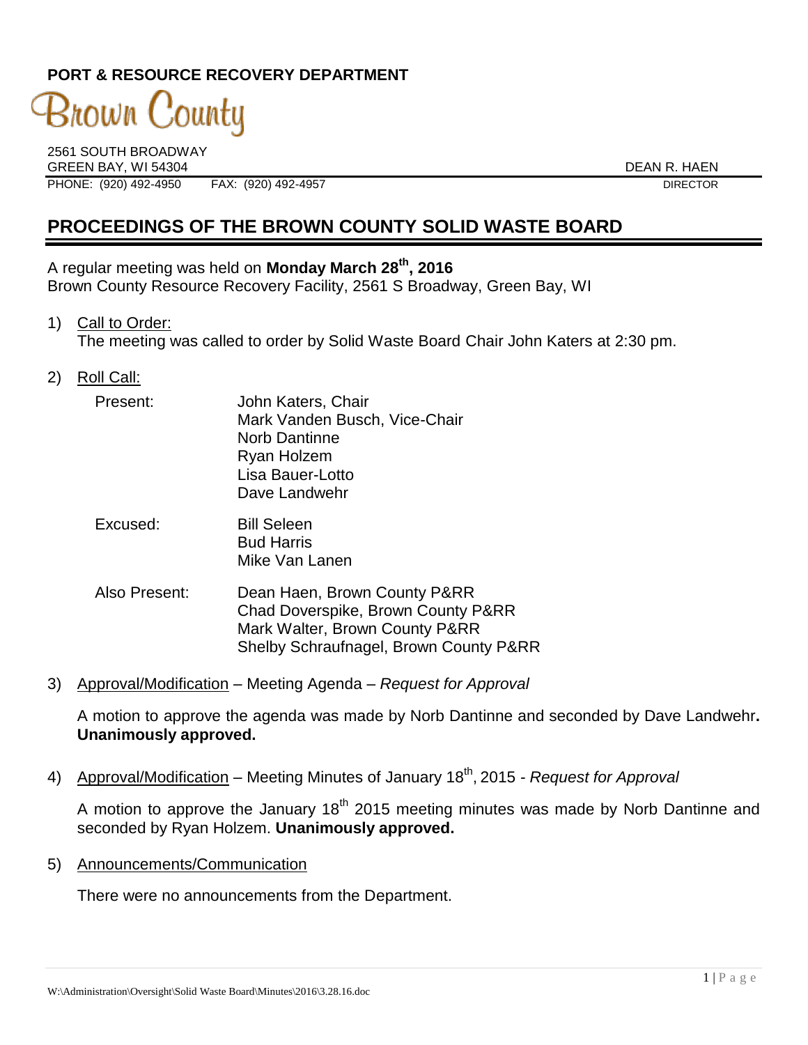**PORT & RESOURCE RECOVERY DEPARTMENT**

Brown County

2561 SOUTH BROADWAY
GREEN BAY, WI 54304 DEAN R. HAEN
PHONE: (920) 492-4950 FAX: (920) 492-4957 DIRECTOR

# PROCEEDINGS OF THE BROWN COUNTY SOLID WASTE BOARD

A regular meeting was held on **Monday March 28th, 2016**
Brown County Resource Recovery Facility, 2561 S Broadway, Green Bay, WI

1) Call to Order:
   The meeting was called to order by Solid Waste Board Chair John Katers at 2:30 pm.

2) Roll Call:

   Present: John Katers, Chair
   Mark Vanden Busch, Vice-Chair
   Norb Dantinne
   Ryan Holzem
   Lisa Bauer-Lotto
   Dave Landwehr

   Excused: Bill Seleen
   Bud Harris
   Mike Van Lanen

   Also Present: Dean Haen, Brown County P&RR
   Chad Doverspike, Brown County P&RR
   Mark Walter, Brown County P&RR
   Shelby Schraufnagel, Brown County P&RR

3) Approval/Modification – Meeting Agenda – *Request for Approval*

   A motion to approve the agenda was made by Norb Dantinne and seconded by Dave Landwehr**. Unanimously approved.**

4) Approval/Modification – Meeting Minutes of January 18th, 2015 - *Request for Approval*

   A motion to approve the January 18th 2015 meeting minutes was made by Norb Dantinne and seconded by Ryan Holzem. **Unanimously approved.**

5) Announcements/Communication

   There were no announcements from the Department.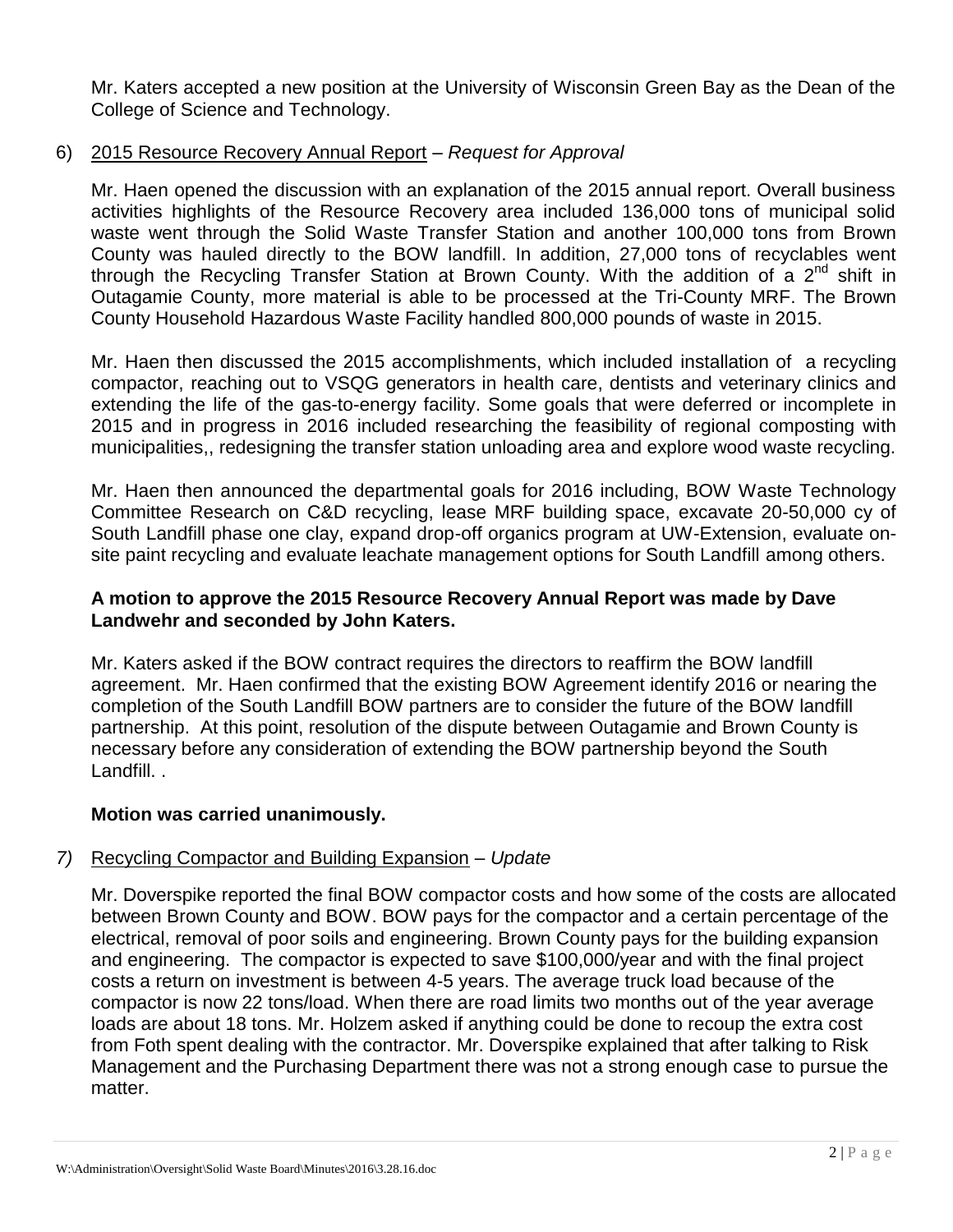Mr. Katers accepted a new position at the University of Wisconsin Green Bay as the Dean of the College of Science and Technology.

6) <u>2015 Resource Recovery Annual Report</u> – *Request for Approval*

Mr. Haen opened the discussion with an explanation of the 2015 annual report. Overall business activities highlights of the Resource Recovery area included 136,000 tons of municipal solid waste went through the Solid Waste Transfer Station and another 100,000 tons from Brown County was hauled directly to the BOW landfill. In addition, 27,000 tons of recyclables went through the Recycling Transfer Station at Brown County. With the addition of a 2nd shift in Outagamie County, more material is able to be processed at the Tri-County MRF. The Brown County Household Hazardous Waste Facility handled 800,000 pounds of waste in 2015.

Mr. Haen then discussed the 2015 accomplishments, which included installation of a recycling compactor, reaching out to VSQG generators in health care, dentists and veterinary clinics and extending the life of the gas-to-energy facility. Some goals that were deferred or incomplete in 2015 and in progress in 2016 included researching the feasibility of regional composting with municipalities,, redesigning the transfer station unloading area and explore wood waste recycling.

Mr. Haen then announced the departmental goals for 2016 including, BOW Waste Technology Committee Research on C&D recycling, lease MRF building space, excavate 20-50,000 cy of South Landfill phase one clay, expand drop-off organics program at UW-Extension, evaluate on-site paint recycling and evaluate leachate management options for South Landfill among others.

**A motion to approve the 2015 Resource Recovery Annual Report was made by Dave Landwehr and seconded by John Katers.**

Mr. Katers asked if the BOW contract requires the directors to reaffirm the BOW landfill agreement. Mr. Haen confirmed that the existing BOW Agreement identify 2016 or nearing the completion of the South Landfill BOW partners are to consider the future of the BOW landfill partnership. At this point, resolution of the dispute between Outagamie and Brown County is necessary before any consideration of extending the BOW partnership beyond the South Landfill. .

**Motion was carried unanimously.**

*7)* <u>Recycling Compactor and Building Expansion</u> – *Update*

Mr. Doverspike reported the final BOW compactor costs and how some of the costs are allocated between Brown County and BOW. BOW pays for the compactor and a certain percentage of the electrical, removal of poor soils and engineering. Brown County pays for the building expansion and engineering. The compactor is expected to save $100,000/year and with the final project costs a return on investment is between 4-5 years. The average truck load because of the compactor is now 22 tons/load. When there are road limits two months out of the year average loads are about 18 tons. Mr. Holzem asked if anything could be done to recoup the extra cost from Foth spent dealing with the contractor. Mr. Doverspike explained that after talking to Risk Management and the Purchasing Department there was not a strong enough case to pursue the matter.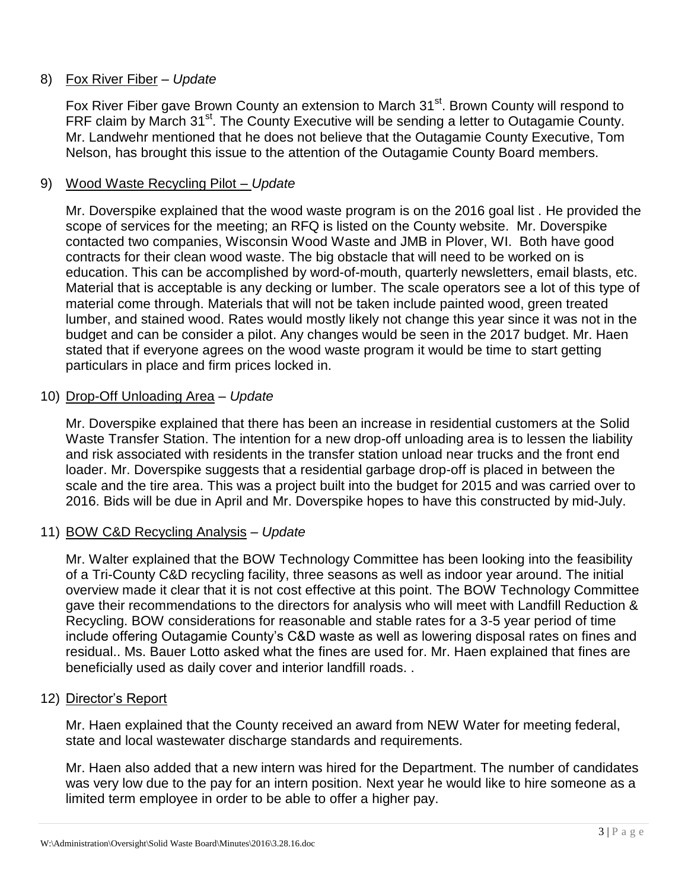8) Fox River Fiber – *Update*

   Fox River Fiber gave Brown County an extension to March 31st. Brown County will respond to FRF claim by March 31st. The County Executive will be sending a letter to Outagamie County. Mr. Landwehr mentioned that he does not believe that the Outagamie County Executive, Tom Nelson, has brought this issue to the attention of the Outagamie County Board members.

9) Wood Waste Recycling Pilot – *Update*

   Mr. Doverspike explained that the wood waste program is on the 2016 goal list . He provided the scope of services for the meeting; an RFQ is listed on the County website. Mr. Doverspike contacted two companies, Wisconsin Wood Waste and JMB in Plover, WI. Both have good contracts for their clean wood waste. The big obstacle that will need to be worked on is education. This can be accomplished by word-of-mouth, quarterly newsletters, email blasts, etc. Material that is acceptable is any decking or lumber. The scale operators see a lot of this type of material come through. Materials that will not be taken include painted wood, green treated lumber, and stained wood. Rates would mostly likely not change this year since it was not in the budget and can be consider a pilot. Any changes would be seen in the 2017 budget. Mr. Haen stated that if everyone agrees on the wood waste program it would be time to start getting particulars in place and firm prices locked in.

10) Drop-Off Unloading Area – *Update*

   Mr. Doverspike explained that there has been an increase in residential customers at the Solid Waste Transfer Station. The intention for a new drop-off unloading area is to lessen the liability and risk associated with residents in the transfer station unload near trucks and the front end loader. Mr. Doverspike suggests that a residential garbage drop-off is placed in between the scale and the tire area. This was a project built into the budget for 2015 and was carried over to 2016. Bids will be due in April and Mr. Doverspike hopes to have this constructed by mid-July.

11) BOW C&D Recycling Analysis – *Update*

   Mr. Walter explained that the BOW Technology Committee has been looking into the feasibility of a Tri-County C&D recycling facility, three seasons as well as indoor year around. The initial overview made it clear that it is not cost effective at this point. The BOW Technology Committee gave their recommendations to the directors for analysis who will meet with Landfill Reduction & Recycling. BOW considerations for reasonable and stable rates for a 3-5 year period of time include offering Outagamie County's C&D waste as well as lowering disposal rates on fines and residual.. Ms. Bauer Lotto asked what the fines are used for. Mr. Haen explained that fines are beneficially used as daily cover and interior landfill roads. .

12) Director's Report

   Mr. Haen explained that the County received an award from NEW Water for meeting federal, state and local wastewater discharge standards and requirements.

   Mr. Haen also added that a new intern was hired for the Department. The number of candidates was very low due to the pay for an intern position. Next year he would like to hire someone as a limited term employee in order to be able to offer a higher pay.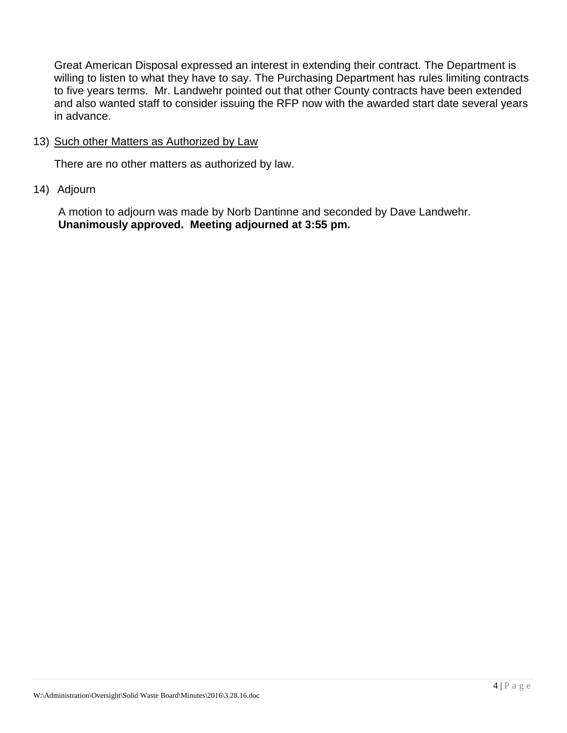Great American Disposal expressed an interest in extending their contract. The Department is willing to listen to what they have to say. The Purchasing Department has rules limiting contracts to five years terms. Mr. Landwehr pointed out that other County contracts have been extended and also wanted staff to consider issuing the RFP now with the awarded start date several years in advance.

13) Such other Matters as Authorized by Law

There are no other matters as authorized by law.

14) Adjourn

A motion to adjourn was made by Norb Dantinne and seconded by Dave Landwehr. **Unanimously approved. Meeting adjourned at 3:55 pm.**

W:\Administration\Oversight\Solid Waste Board\Minutes\2016\3.28.16.doc